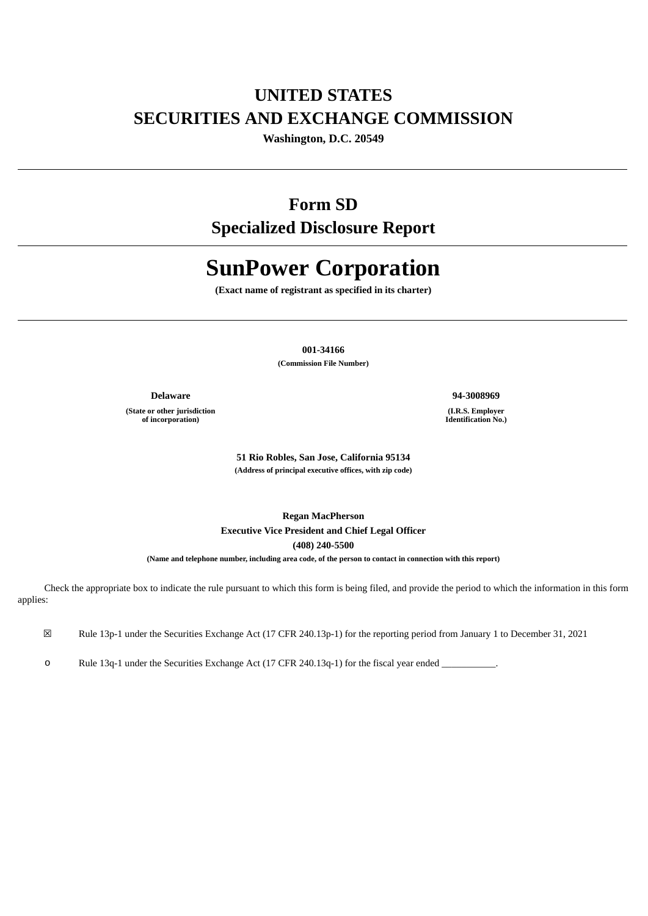# UNITED STATES
# SECURITIES AND EXCHANGE COMMISSION

**Washington, D.C. 20549**

---

## Form SD
## Specialized Disclosure Report

---

# SunPower Corporation

**(Exact name of registrant as specified in its charter)**

---

**001-34166**
**(Commission File Number)**

| **Delaware** | **94-3008969** |
|---|---|
| **(State or other jurisdiction of incorporation)** | **(I.R.S. Employer Identification No.)** |

**51 Rio Robles, San Jose, California 95134**
**(Address of principal executive offices, with zip code)**

**Regan MacPherson**
**Executive Vice President and Chief Legal Officer**
**(408) 240-5500**
**(Name and telephone number, including area code, of the person to contact in connection with this report)**

Check the appropriate box to indicate the rule pursuant to which this form is being filed, and provide the period to which the information in this form applies:

☒ Rule 13p-1 under the Securities Exchange Act (17 CFR 240.13p-1) for the reporting period from January 1 to December 31, 2021

o Rule 13q-1 under the Securities Exchange Act (17 CFR 240.13q-1) for the fiscal year ended ___________.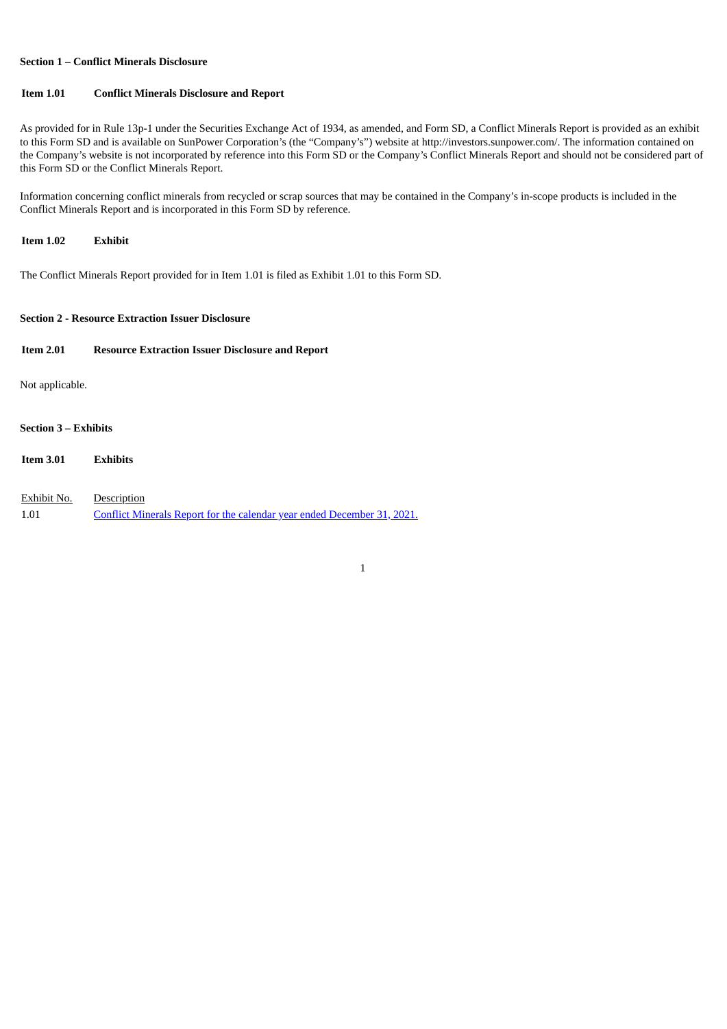**Section 1 – Conflict Minerals Disclosure**

**Item 1.01 Conflict Minerals Disclosure and Report**

As provided for in Rule 13p-1 under the Securities Exchange Act of 1934, as amended, and Form SD, a Conflict Minerals Report is provided as an exhibit to this Form SD and is available on SunPower Corporation's (the "Company's") website at http://investors.sunpower.com/. The information contained on the Company's website is not incorporated by reference into this Form SD or the Company's Conflict Minerals Report and should not be considered part of this Form SD or the Conflict Minerals Report.

Information concerning conflict minerals from recycled or scrap sources that may be contained in the Company's in-scope products is included in the Conflict Minerals Report and is incorporated in this Form SD by reference.

**Item 1.02 Exhibit**

The Conflict Minerals Report provided for in Item 1.01 is filed as Exhibit 1.01 to this Form SD.

**Section 2 - Resource Extraction Issuer Disclosure**

**Item 2.01 Resource Extraction Issuer Disclosure and Report**

Not applicable.

**Section 3 – Exhibits**

**Item 3.01 Exhibits**

| Exhibit No. | Description |
|---|---|
| 1.01 | Conflict Minerals Report for the calendar year ended December 31, 2021. |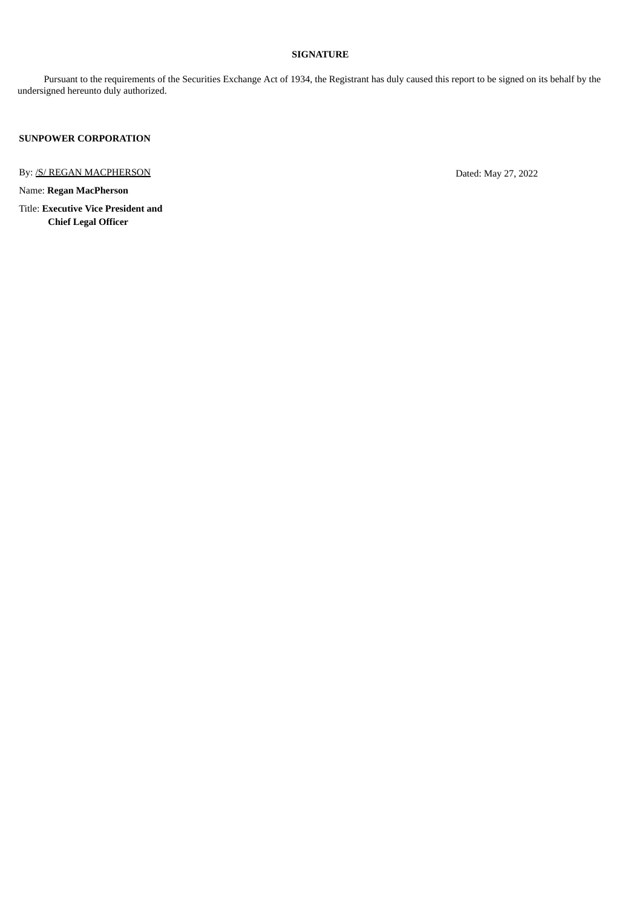**SIGNATURE**

Pursuant to the requirements of the Securities Exchange Act of 1934, the Registrant has duly caused this report to be signed on its behalf by the undersigned hereunto duly authorized.

**SUNPOWER CORPORATION**

By: /S/ REGAN MACPHERSON

Dated: May 27, 2022

Name: **Regan MacPherson**

Title: **Executive Vice President and Chief Legal Officer**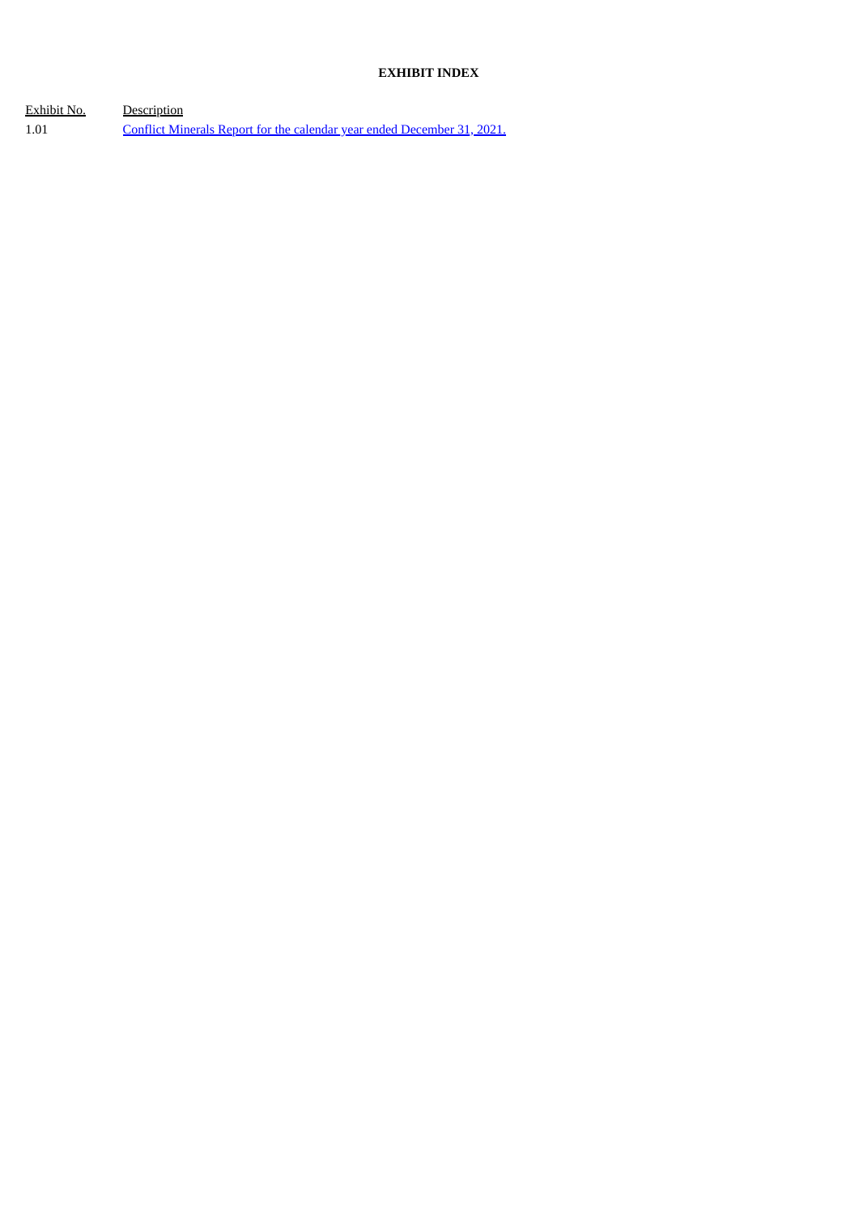**EXHIBIT INDEX**

| Exhibit No. | Description |
| --- | --- |
| 1.01 | Conflict Minerals Report for the calendar year ended December 31, 2021. |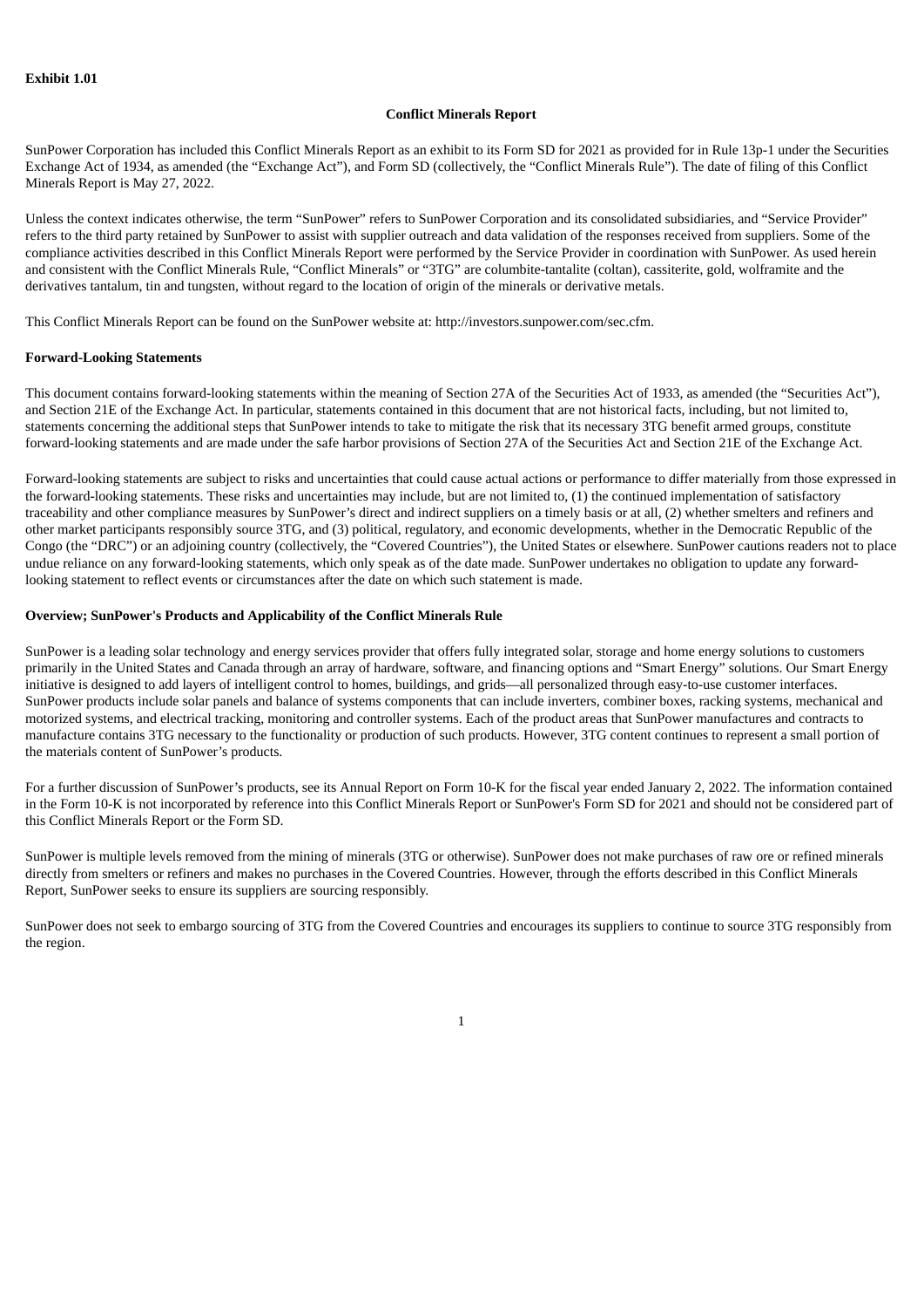**Exhibit 1.01**

## Conflict Minerals Report

SunPower Corporation has included this Conflict Minerals Report as an exhibit to its Form SD for 2021 as provided for in Rule 13p-1 under the Securities Exchange Act of 1934, as amended (the "Exchange Act"), and Form SD (collectively, the "Conflict Minerals Rule"). The date of filing of this Conflict Minerals Report is May 27, 2022.

Unless the context indicates otherwise, the term "SunPower" refers to SunPower Corporation and its consolidated subsidiaries, and "Service Provider" refers to the third party retained by SunPower to assist with supplier outreach and data validation of the responses received from suppliers. Some of the compliance activities described in this Conflict Minerals Report were performed by the Service Provider in coordination with SunPower. As used herein and consistent with the Conflict Minerals Rule, "Conflict Minerals" or "3TG" are columbite-tantalite (coltan), cassiterite, gold, wolframite and the derivatives tantalum, tin and tungsten, without regard to the location of origin of the minerals or derivative metals.

This Conflict Minerals Report can be found on the SunPower website at: http://investors.sunpower.com/sec.cfm.

### Forward-Looking Statements

This document contains forward-looking statements within the meaning of Section 27A of the Securities Act of 1933, as amended (the "Securities Act"), and Section 21E of the Exchange Act. In particular, statements contained in this document that are not historical facts, including, but not limited to, statements concerning the additional steps that SunPower intends to take to mitigate the risk that its necessary 3TG benefit armed groups, constitute forward-looking statements and are made under the safe harbor provisions of Section 27A of the Securities Act and Section 21E of the Exchange Act.

Forward-looking statements are subject to risks and uncertainties that could cause actual actions or performance to differ materially from those expressed in the forward-looking statements. These risks and uncertainties may include, but are not limited to, (1) the continued implementation of satisfactory traceability and other compliance measures by SunPower's direct and indirect suppliers on a timely basis or at all, (2) whether smelters and refiners and other market participants responsibly source 3TG, and (3) political, regulatory, and economic developments, whether in the Democratic Republic of the Congo (the "DRC") or an adjoining country (collectively, the "Covered Countries"), the United States or elsewhere. SunPower cautions readers not to place undue reliance on any forward-looking statements, which only speak as of the date made. SunPower undertakes no obligation to update any forward-looking statement to reflect events or circumstances after the date on which such statement is made.

### Overview; SunPower's Products and Applicability of the Conflict Minerals Rule

SunPower is a leading solar technology and energy services provider that offers fully integrated solar, storage and home energy solutions to customers primarily in the United States and Canada through an array of hardware, software, and financing options and "Smart Energy" solutions. Our Smart Energy initiative is designed to add layers of intelligent control to homes, buildings, and grids—all personalized through easy-to-use customer interfaces. SunPower products include solar panels and balance of systems components that can include inverters, combiner boxes, racking systems, mechanical and motorized systems, and electrical tracking, monitoring and controller systems. Each of the product areas that SunPower manufactures and contracts to manufacture contains 3TG necessary to the functionality or production of such products. However, 3TG content continues to represent a small portion of the materials content of SunPower's products.

For a further discussion of SunPower's products, see its Annual Report on Form 10-K for the fiscal year ended January 2, 2022. The information contained in the Form 10-K is not incorporated by reference into this Conflict Minerals Report or SunPower's Form SD for 2021 and should not be considered part of this Conflict Minerals Report or the Form SD.

SunPower is multiple levels removed from the mining of minerals (3TG or otherwise). SunPower does not make purchases of raw ore or refined minerals directly from smelters or refiners and makes no purchases in the Covered Countries. However, through the efforts described in this Conflict Minerals Report, SunPower seeks to ensure its suppliers are sourcing responsibly.

SunPower does not seek to embargo sourcing of 3TG from the Covered Countries and encourages its suppliers to continue to source 3TG responsibly from the region.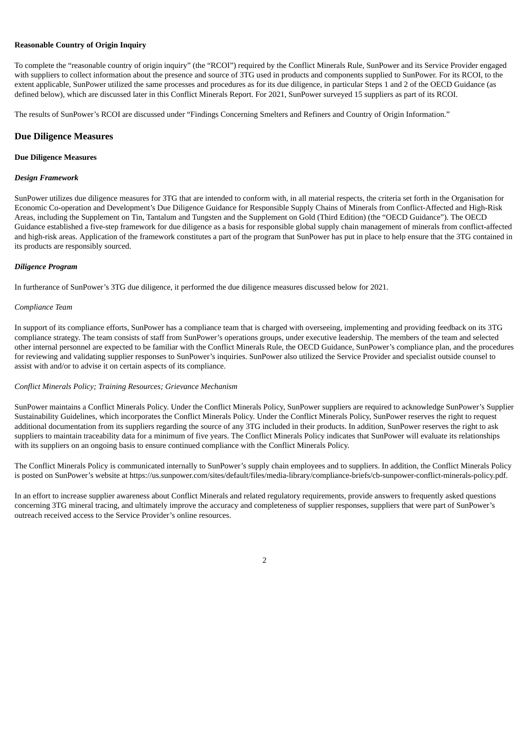**Reasonable Country of Origin Inquiry**

To complete the "reasonable country of origin inquiry" (the "RCOI") required by the Conflict Minerals Rule, SunPower and its Service Provider engaged with suppliers to collect information about the presence and source of 3TG used in products and components supplied to SunPower. For its RCOI, to the extent applicable, SunPower utilized the same processes and procedures as for its due diligence, in particular Steps 1 and 2 of the OECD Guidance (as defined below), which are discussed later in this Conflict Minerals Report. For 2021, SunPower surveyed 15 suppliers as part of its RCOI.

The results of SunPower's RCOI are discussed under "Findings Concerning Smelters and Refiners and Country of Origin Information."

## Due Diligence Measures

**Due Diligence Measures**

***Design Framework***

SunPower utilizes due diligence measures for 3TG that are intended to conform with, in all material respects, the criteria set forth in the Organisation for Economic Co-operation and Development's Due Diligence Guidance for Responsible Supply Chains of Minerals from Conflict-Affected and High-Risk Areas, including the Supplement on Tin, Tantalum and Tungsten and the Supplement on Gold (Third Edition) (the "OECD Guidance"). The OECD Guidance established a five-step framework for due diligence as a basis for responsible global supply chain management of minerals from conflict-affected and high-risk areas. Application of the framework constitutes a part of the program that SunPower has put in place to help ensure that the 3TG contained in its products are responsibly sourced.

***Diligence Program***

In furtherance of SunPower's 3TG due diligence, it performed the due diligence measures discussed below for 2021.

*Compliance Team*

In support of its compliance efforts, SunPower has a compliance team that is charged with overseeing, implementing and providing feedback on its 3TG compliance strategy. The team consists of staff from SunPower's operations groups, under executive leadership. The members of the team and selected other internal personnel are expected to be familiar with the Conflict Minerals Rule, the OECD Guidance, SunPower's compliance plan, and the procedures for reviewing and validating supplier responses to SunPower's inquiries. SunPower also utilized the Service Provider and specialist outside counsel to assist with and/or to advise it on certain aspects of its compliance.

*Conflict Minerals Policy; Training Resources; Grievance Mechanism*

SunPower maintains a Conflict Minerals Policy. Under the Conflict Minerals Policy, SunPower suppliers are required to acknowledge SunPower's Supplier Sustainability Guidelines, which incorporates the Conflict Minerals Policy. Under the Conflict Minerals Policy, SunPower reserves the right to request additional documentation from its suppliers regarding the source of any 3TG included in their products. In addition, SunPower reserves the right to ask suppliers to maintain traceability data for a minimum of five years. The Conflict Minerals Policy indicates that SunPower will evaluate its relationships with its suppliers on an ongoing basis to ensure continued compliance with the Conflict Minerals Policy.

The Conflict Minerals Policy is communicated internally to SunPower's supply chain employees and to suppliers. In addition, the Conflict Minerals Policy is posted on SunPower's website at https://us.sunpower.com/sites/default/files/media-library/compliance-briefs/cb-sunpower-conflict-minerals-policy.pdf.

In an effort to increase supplier awareness about Conflict Minerals and related regulatory requirements, provide answers to frequently asked questions concerning 3TG mineral tracing, and ultimately improve the accuracy and completeness of supplier responses, suppliers that were part of SunPower's outreach received access to the Service Provider's online resources.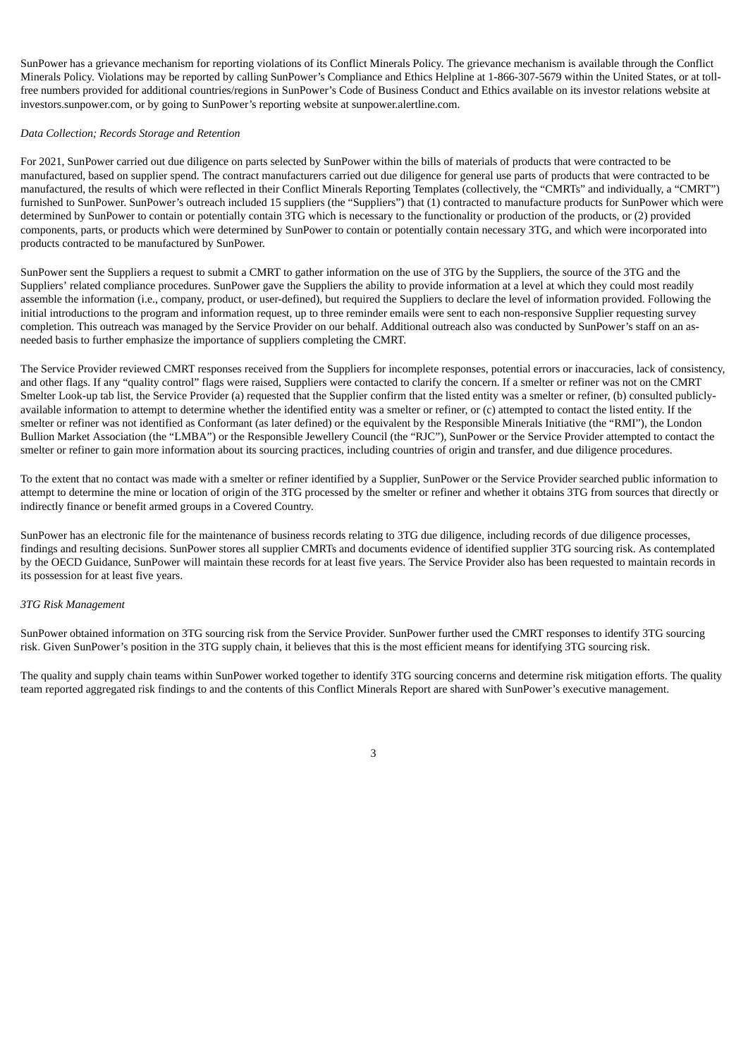SunPower has a grievance mechanism for reporting violations of its Conflict Minerals Policy. The grievance mechanism is available through the Conflict Minerals Policy. Violations may be reported by calling SunPower's Compliance and Ethics Helpline at 1-866-307-5679 within the United States, or at toll-free numbers provided for additional countries/regions in SunPower's Code of Business Conduct and Ethics available on its investor relations website at investors.sunpower.com, or by going to SunPower's reporting website at sunpower.alertline.com.

*Data Collection; Records Storage and Retention*

For 2021, SunPower carried out due diligence on parts selected by SunPower within the bills of materials of products that were contracted to be manufactured, based on supplier spend. The contract manufacturers carried out due diligence for general use parts of products that were contracted to be manufactured, the results of which were reflected in their Conflict Minerals Reporting Templates (collectively, the "CMRTs" and individually, a "CMRT") furnished to SunPower. SunPower's outreach included 15 suppliers (the "Suppliers") that (1) contracted to manufacture products for SunPower which were determined by SunPower to contain or potentially contain 3TG which is necessary to the functionality or production of the products, or (2) provided components, parts, or products which were determined by SunPower to contain or potentially contain necessary 3TG, and which were incorporated into products contracted to be manufactured by SunPower.

SunPower sent the Suppliers a request to submit a CMRT to gather information on the use of 3TG by the Suppliers, the source of the 3TG and the Suppliers' related compliance procedures. SunPower gave the Suppliers the ability to provide information at a level at which they could most readily assemble the information (i.e., company, product, or user-defined), but required the Suppliers to declare the level of information provided. Following the initial introductions to the program and information request, up to three reminder emails were sent to each non-responsive Supplier requesting survey completion. This outreach was managed by the Service Provider on our behalf. Additional outreach also was conducted by SunPower's staff on an as-needed basis to further emphasize the importance of suppliers completing the CMRT.

The Service Provider reviewed CMRT responses received from the Suppliers for incomplete responses, potential errors or inaccuracies, lack of consistency, and other flags. If any "quality control" flags were raised, Suppliers were contacted to clarify the concern. If a smelter or refiner was not on the CMRT Smelter Look-up tab list, the Service Provider (a) requested that the Supplier confirm that the listed entity was a smelter or refiner, (b) consulted publicly-available information to attempt to determine whether the identified entity was a smelter or refiner, or (c) attempted to contact the listed entity. If the smelter or refiner was not identified as Conformant (as later defined) or the equivalent by the Responsible Minerals Initiative (the "RMI"), the London Bullion Market Association (the "LMBA") or the Responsible Jewellery Council (the "RJC"), SunPower or the Service Provider attempted to contact the smelter or refiner to gain more information about its sourcing practices, including countries of origin and transfer, and due diligence procedures.

To the extent that no contact was made with a smelter or refiner identified by a Supplier, SunPower or the Service Provider searched public information to attempt to determine the mine or location of origin of the 3TG processed by the smelter or refiner and whether it obtains 3TG from sources that directly or indirectly finance or benefit armed groups in a Covered Country.

SunPower has an electronic file for the maintenance of business records relating to 3TG due diligence, including records of due diligence processes, findings and resulting decisions. SunPower stores all supplier CMRTs and documents evidence of identified supplier 3TG sourcing risk. As contemplated by the OECD Guidance, SunPower will maintain these records for at least five years. The Service Provider also has been requested to maintain records in its possession for at least five years.

*3TG Risk Management*

SunPower obtained information on 3TG sourcing risk from the Service Provider. SunPower further used the CMRT responses to identify 3TG sourcing risk. Given SunPower's position in the 3TG supply chain, it believes that this is the most efficient means for identifying 3TG sourcing risk.

The quality and supply chain teams within SunPower worked together to identify 3TG sourcing concerns and determine risk mitigation efforts. The quality team reported aggregated risk findings to and the contents of this Conflict Minerals Report are shared with SunPower's executive management.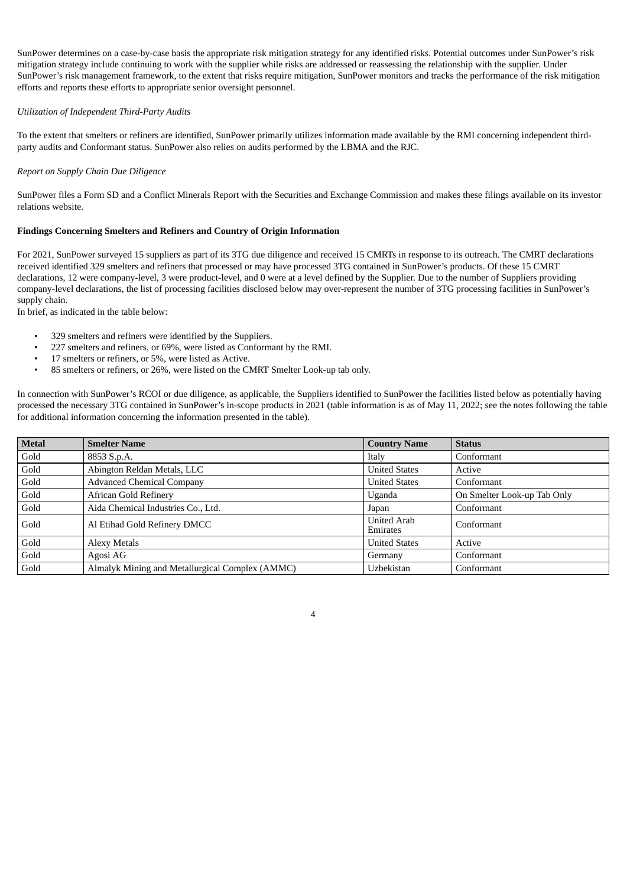SunPower determines on a case-by-case basis the appropriate risk mitigation strategy for any identified risks. Potential outcomes under SunPower's risk mitigation strategy include continuing to work with the supplier while risks are addressed or reassessing the relationship with the supplier. Under SunPower's risk management framework, to the extent that risks require mitigation, SunPower monitors and tracks the performance of the risk mitigation efforts and reports these efforts to appropriate senior oversight personnel.

*Utilization of Independent Third-Party Audits*

To the extent that smelters or refiners are identified, SunPower primarily utilizes information made available by the RMI concerning independent third-party audits and Conformant status. SunPower also relies on audits performed by the LBMA and the RJC.

*Report on Supply Chain Due Diligence*

SunPower files a Form SD and a Conflict Minerals Report with the Securities and Exchange Commission and makes these filings available on its investor relations website.

**Findings Concerning Smelters and Refiners and Country of Origin Information**

For 2021, SunPower surveyed 15 suppliers as part of its 3TG due diligence and received 15 CMRTs in response to its outreach. The CMRT declarations received identified 329 smelters and refiners that processed or may have processed 3TG contained in SunPower's products. Of these 15 CMRT declarations, 12 were company-level, 3 were product-level, and 0 were at a level defined by the Supplier. Due to the number of Suppliers providing company-level declarations, the list of processing facilities disclosed below may over-represent the number of 3TG processing facilities in SunPower's supply chain.
In brief, as indicated in the table below:

- 329 smelters and refiners were identified by the Suppliers.
- 227 smelters and refiners, or 69%, were listed as Conformant by the RMI.
- 17 smelters or refiners, or 5%, were listed as Active.
- 85 smelters or refiners, or 26%, were listed on the CMRT Smelter Look-up tab only.

In connection with SunPower's RCOI or due diligence, as applicable, the Suppliers identified to SunPower the facilities listed below as potentially having processed the necessary 3TG contained in SunPower's in-scope products in 2021 (table information is as of May 11, 2022; see the notes following the table for additional information concerning the information presented in the table).

| Metal | Smelter Name | Country Name | Status |
|---|---|---|---|
| Gold | 8853 S.p.A. | Italy | Conformant |
| Gold | Abington Reldan Metals, LLC | United States | Active |
| Gold | Advanced Chemical Company | United States | Conformant |
| Gold | African Gold Refinery | Uganda | On Smelter Look-up Tab Only |
| Gold | Aida Chemical Industries Co., Ltd. | Japan | Conformant |
| Gold | Al Etihad Gold Refinery DMCC | United Arab Emirates | Conformant |
| Gold | Alexy Metals | United States | Active |
| Gold | Agosi AG | Germany | Conformant |
| Gold | Almalyk Mining and Metallurgical Complex (AMMC) | Uzbekistan | Conformant |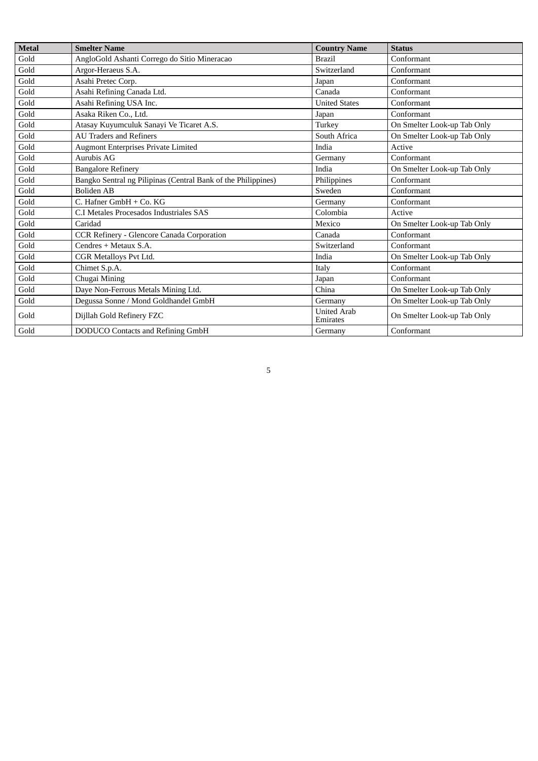| Metal | Smelter Name | Country Name | Status |
| --- | --- | --- | --- |
| Gold | AngloGold Ashanti Corrego do Sitio Mineracao | Brazil | Conformant |
| Gold | Argor-Heraeus S.A. | Switzerland | Conformant |
| Gold | Asahi Pretec Corp. | Japan | Conformant |
| Gold | Asahi Refining Canada Ltd. | Canada | Conformant |
| Gold | Asahi Refining USA Inc. | United States | Conformant |
| Gold | Asaka Riken Co., Ltd. | Japan | Conformant |
| Gold | Atasay Kuyumculuk Sanayi Ve Ticaret A.S. | Turkey | On Smelter Look-up Tab Only |
| Gold | AU Traders and Refiners | South Africa | On Smelter Look-up Tab Only |
| Gold | Augmont Enterprises Private Limited | India | Active |
| Gold | Aurubis AG | Germany | Conformant |
| Gold | Bangalore Refinery | India | On Smelter Look-up Tab Only |
| Gold | Bangko Sentral ng Pilipinas (Central Bank of the Philippines) | Philippines | Conformant |
| Gold | Boliden AB | Sweden | Conformant |
| Gold | C. Hafner GmbH + Co. KG | Germany | Conformant |
| Gold | C.I Metales Procesados Industriales SAS | Colombia | Active |
| Gold | Caridad | Mexico | On Smelter Look-up Tab Only |
| Gold | CCR Refinery - Glencore Canada Corporation | Canada | Conformant |
| Gold | Cendres + Metaux S.A. | Switzerland | Conformant |
| Gold | CGR Metalloys Pvt Ltd. | India | On Smelter Look-up Tab Only |
| Gold | Chimet S.p.A. | Italy | Conformant |
| Gold | Chugai Mining | Japan | Conformant |
| Gold | Daye Non-Ferrous Metals Mining Ltd. | China | On Smelter Look-up Tab Only |
| Gold | Degussa Sonne / Mond Goldhandel GmbH | Germany | On Smelter Look-up Tab Only |
| Gold | Dijllah Gold Refinery FZC | United Arab Emirates | On Smelter Look-up Tab Only |
| Gold | DODUCO Contacts and Refining GmbH | Germany | Conformant |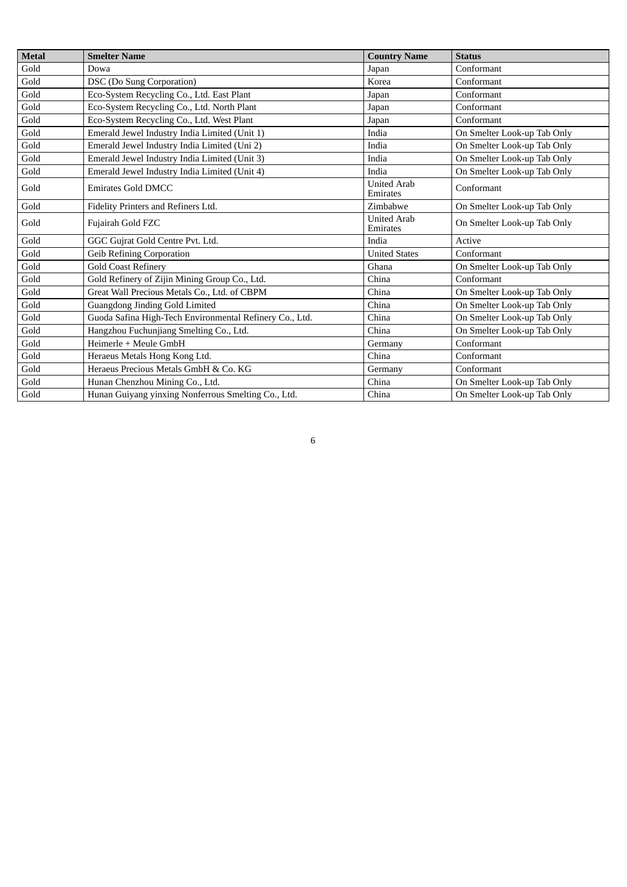| Metal | Smelter Name | Country Name | Status |
|---|---|---|---|
| Gold | Dowa | Japan | Conformant |
| Gold | DSC (Do Sung Corporation) | Korea | Conformant |
| Gold | Eco-System Recycling Co., Ltd. East Plant | Japan | Conformant |
| Gold | Eco-System Recycling Co., Ltd. North Plant | Japan | Conformant |
| Gold | Eco-System Recycling Co., Ltd. West Plant | Japan | Conformant |
| Gold | Emerald Jewel Industry India Limited (Unit 1) | India | On Smelter Look-up Tab Only |
| Gold | Emerald Jewel Industry India Limited (Uni 2) | India | On Smelter Look-up Tab Only |
| Gold | Emerald Jewel Industry India Limited (Unit 3) | India | On Smelter Look-up Tab Only |
| Gold | Emerald Jewel Industry India Limited (Unit 4) | India | On Smelter Look-up Tab Only |
| Gold | Emirates Gold DMCC | United Arab Emirates | Conformant |
| Gold | Fidelity Printers and Refiners Ltd. | Zimbabwe | On Smelter Look-up Tab Only |
| Gold | Fujairah Gold FZC | United Arab Emirates | On Smelter Look-up Tab Only |
| Gold | GGC Gujrat Gold Centre Pvt. Ltd. | India | Active |
| Gold | Geib Refining Corporation | United States | Conformant |
| Gold | Gold Coast Refinery | Ghana | On Smelter Look-up Tab Only |
| Gold | Gold Refinery of Zijin Mining Group Co., Ltd. | China | Conformant |
| Gold | Great Wall Precious Metals Co., Ltd. of CBPM | China | On Smelter Look-up Tab Only |
| Gold | Guangdong Jinding Gold Limited | China | On Smelter Look-up Tab Only |
| Gold | Guoda Safina High-Tech Environmental Refinery Co., Ltd. | China | On Smelter Look-up Tab Only |
| Gold | Hangzhou Fuchunjiang Smelting Co., Ltd. | China | On Smelter Look-up Tab Only |
| Gold | Heimerle + Meule GmbH | Germany | Conformant |
| Gold | Heraeus Metals Hong Kong Ltd. | China | Conformant |
| Gold | Heraeus Precious Metals GmbH & Co. KG | Germany | Conformant |
| Gold | Hunan Chenzhou Mining Co., Ltd. | China | On Smelter Look-up Tab Only |
| Gold | Hunan Guiyang yinxing Nonferrous Smelting Co., Ltd. | China | On Smelter Look-up Tab Only |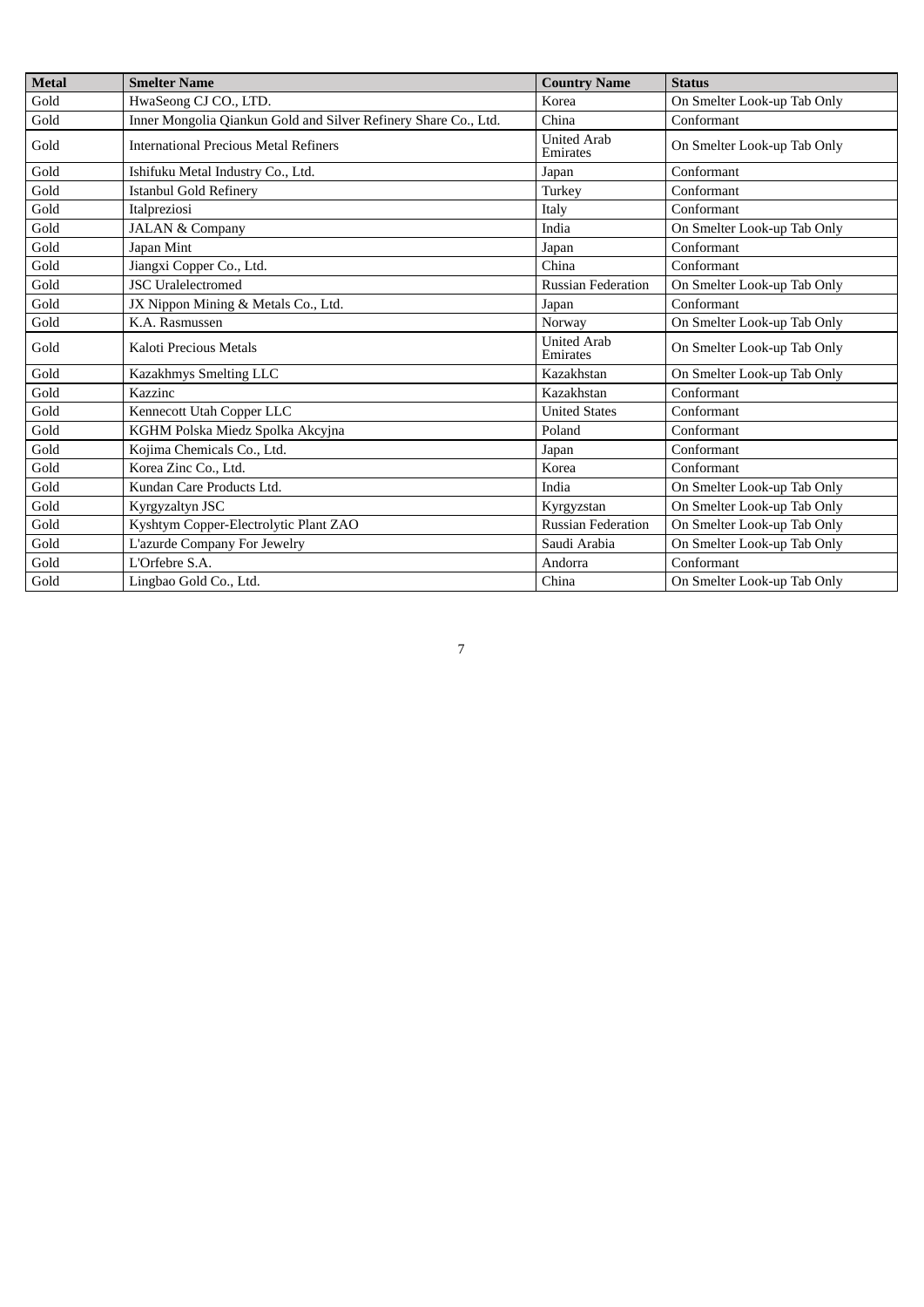| Metal | Smelter Name | Country Name | Status |
| --- | --- | --- | --- |
| Gold | HwaSeong CJ CO., LTD. | Korea | On Smelter Look-up Tab Only |
| Gold | Inner Mongolia Qiankun Gold and Silver Refinery Share Co., Ltd. | China | Conformant |
| Gold | International Precious Metal Refiners | United Arab Emirates | On Smelter Look-up Tab Only |
| Gold | Ishifuku Metal Industry Co., Ltd. | Japan | Conformant |
| Gold | Istanbul Gold Refinery | Turkey | Conformant |
| Gold | Italpreziosi | Italy | Conformant |
| Gold | JALAN & Company | India | On Smelter Look-up Tab Only |
| Gold | Japan Mint | Japan | Conformant |
| Gold | Jiangxi Copper Co., Ltd. | China | Conformant |
| Gold | JSC Uralelectromed | Russian Federation | On Smelter Look-up Tab Only |
| Gold | JX Nippon Mining & Metals Co., Ltd. | Japan | Conformant |
| Gold | K.A. Rasmussen | Norway | On Smelter Look-up Tab Only |
| Gold | Kaloti Precious Metals | United Arab Emirates | On Smelter Look-up Tab Only |
| Gold | Kazakhmys Smelting LLC | Kazakhstan | On Smelter Look-up Tab Only |
| Gold | Kazzinc | Kazakhstan | Conformant |
| Gold | Kennecott Utah Copper LLC | United States | Conformant |
| Gold | KGHM Polska Miedz Spolka Akcyjna | Poland | Conformant |
| Gold | Kojima Chemicals Co., Ltd. | Japan | Conformant |
| Gold | Korea Zinc Co., Ltd. | Korea | Conformant |
| Gold | Kundan Care Products Ltd. | India | On Smelter Look-up Tab Only |
| Gold | Kyrgyzaltyn JSC | Kyrgyzstan | On Smelter Look-up Tab Only |
| Gold | Kyshtym Copper-Electrolytic Plant ZAO | Russian Federation | On Smelter Look-up Tab Only |
| Gold | L'azurde Company For Jewelry | Saudi Arabia | On Smelter Look-up Tab Only |
| Gold | L'Orfebre S.A. | Andorra | Conformant |
| Gold | Lingbao Gold Co., Ltd. | China | On Smelter Look-up Tab Only |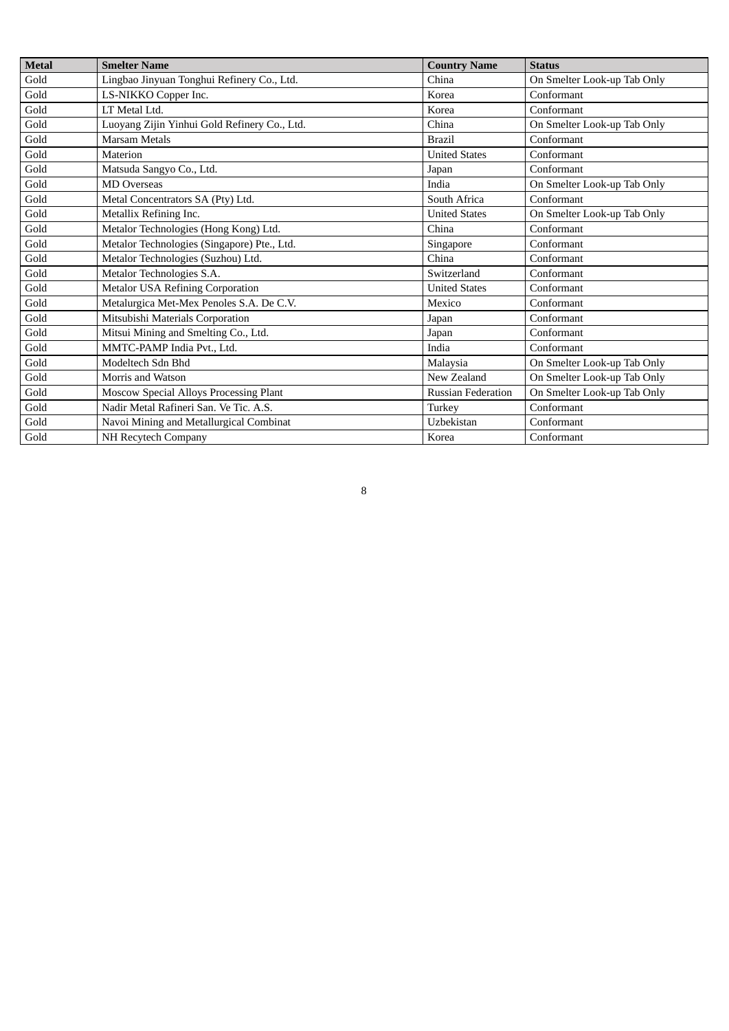| Metal | Smelter Name | Country Name | Status |
| --- | --- | --- | --- |
| Gold | Lingbao Jinyuan Tonghui Refinery Co., Ltd. | China | On Smelter Look-up Tab Only |
| Gold | LS-NIKKO Copper Inc. | Korea | Conformant |
| Gold | LT Metal Ltd. | Korea | Conformant |
| Gold | Luoyang Zijin Yinhui Gold Refinery Co., Ltd. | China | On Smelter Look-up Tab Only |
| Gold | Marsam Metals | Brazil | Conformant |
| Gold | Materion | United States | Conformant |
| Gold | Matsuda Sangyo Co., Ltd. | Japan | Conformant |
| Gold | MD Overseas | India | On Smelter Look-up Tab Only |
| Gold | Metal Concentrators SA (Pty) Ltd. | South Africa | Conformant |
| Gold | Metallix Refining Inc. | United States | On Smelter Look-up Tab Only |
| Gold | Metalor Technologies (Hong Kong) Ltd. | China | Conformant |
| Gold | Metalor Technologies (Singapore) Pte., Ltd. | Singapore | Conformant |
| Gold | Metalor Technologies (Suzhou) Ltd. | China | Conformant |
| Gold | Metalor Technologies S.A. | Switzerland | Conformant |
| Gold | Metalor USA Refining Corporation | United States | Conformant |
| Gold | Metalurgica Met-Mex Penoles S.A. De C.V. | Mexico | Conformant |
| Gold | Mitsubishi Materials Corporation | Japan | Conformant |
| Gold | Mitsui Mining and Smelting Co., Ltd. | Japan | Conformant |
| Gold | MMTC-PAMP India Pvt., Ltd. | India | Conformant |
| Gold | Modeltech Sdn Bhd | Malaysia | On Smelter Look-up Tab Only |
| Gold | Morris and Watson | New Zealand | On Smelter Look-up Tab Only |
| Gold | Moscow Special Alloys Processing Plant | Russian Federation | On Smelter Look-up Tab Only |
| Gold | Nadir Metal Rafineri San. Ve Tic. A.S. | Turkey | Conformant |
| Gold | Navoi Mining and Metallurgical Combinat | Uzbekistan | Conformant |
| Gold | NH Recytech Company | Korea | Conformant |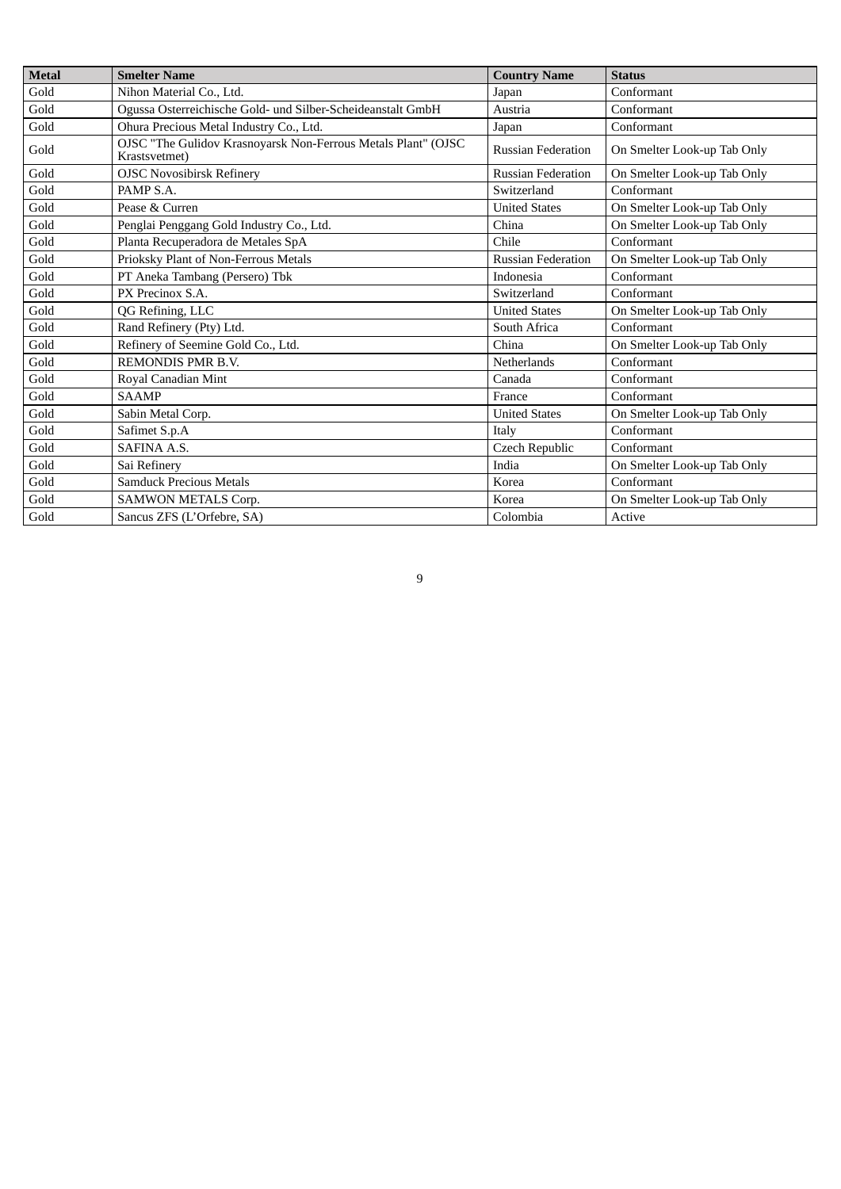| Metal | Smelter Name | Country Name | Status |
|---|---|---|---|
| Gold | Nihon Material Co., Ltd. | Japan | Conformant |
| Gold | Ogussa Osterreichische Gold- und Silber-Scheideanstalt GmbH | Austria | Conformant |
| Gold | Ohura Precious Metal Industry Co., Ltd. | Japan | Conformant |
| Gold | OJSC "The Gulidov Krasnoyarsk Non-Ferrous Metals Plant" (OJSC Krastsvetmet) | Russian Federation | On Smelter Look-up Tab Only |
| Gold | OJSC Novosibirsk Refinery | Russian Federation | On Smelter Look-up Tab Only |
| Gold | PAMP S.A. | Switzerland | Conformant |
| Gold | Pease & Curren | United States | On Smelter Look-up Tab Only |
| Gold | Penglai Penggang Gold Industry Co., Ltd. | China | On Smelter Look-up Tab Only |
| Gold | Planta Recuperadora de Metales SpA | Chile | Conformant |
| Gold | Prioksky Plant of Non-Ferrous Metals | Russian Federation | On Smelter Look-up Tab Only |
| Gold | PT Aneka Tambang (Persero) Tbk | Indonesia | Conformant |
| Gold | PX Precinox S.A. | Switzerland | Conformant |
| Gold | QG Refining, LLC | United States | On Smelter Look-up Tab Only |
| Gold | Rand Refinery (Pty) Ltd. | South Africa | Conformant |
| Gold | Refinery of Seemine Gold Co., Ltd. | China | On Smelter Look-up Tab Only |
| Gold | REMONDIS PMR B.V. | Netherlands | Conformant |
| Gold | Royal Canadian Mint | Canada | Conformant |
| Gold | SAAMP | France | Conformant |
| Gold | Sabin Metal Corp. | United States | On Smelter Look-up Tab Only |
| Gold | Safimet S.p.A | Italy | Conformant |
| Gold | SAFINA A.S. | Czech Republic | Conformant |
| Gold | Sai Refinery | India | On Smelter Look-up Tab Only |
| Gold | Samduck Precious Metals | Korea | Conformant |
| Gold | SAMWON METALS Corp. | Korea | On Smelter Look-up Tab Only |
| Gold | Sancus ZFS (L'Orfebre, SA) | Colombia | Active |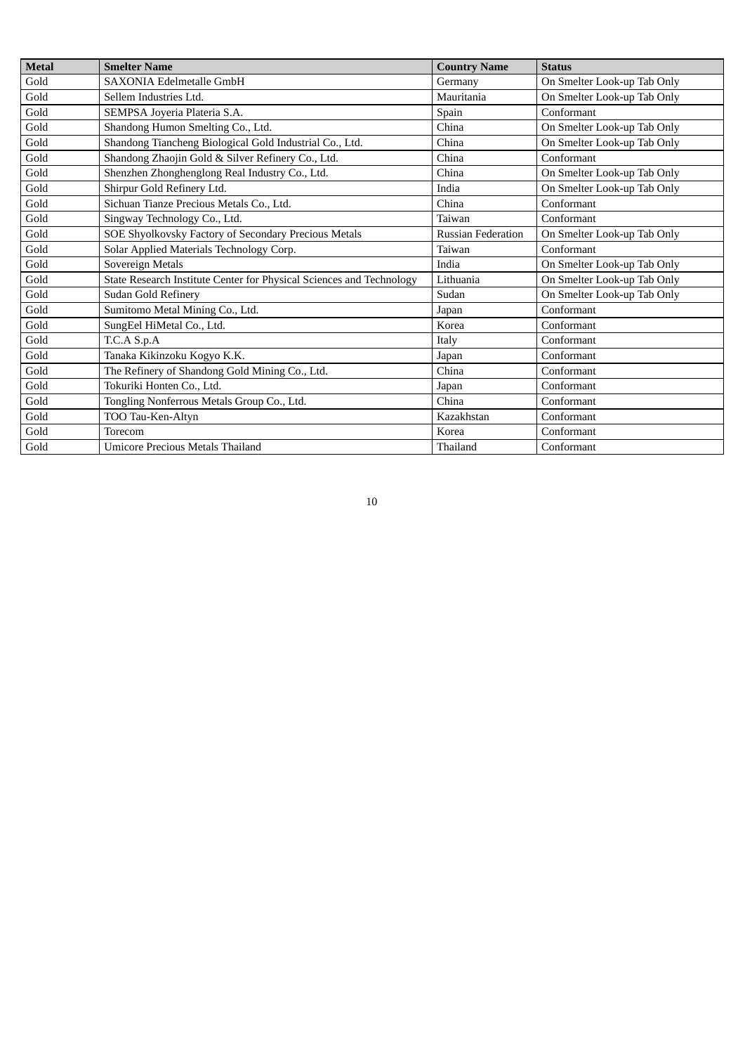| Metal | Smelter Name | Country Name | Status |
|---|---|---|---|
| Gold | SAXONIA Edelmetalle GmbH | Germany | On Smelter Look-up Tab Only |
| Gold | Sellem Industries Ltd. | Mauritania | On Smelter Look-up Tab Only |
| Gold | SEMPSA Joyeria Plateria S.A. | Spain | Conformant |
| Gold | Shandong Humon Smelting Co., Ltd. | China | On Smelter Look-up Tab Only |
| Gold | Shandong Tiancheng Biological Gold Industrial Co., Ltd. | China | On Smelter Look-up Tab Only |
| Gold | Shandong Zhaojin Gold & Silver Refinery Co., Ltd. | China | Conformant |
| Gold | Shenzhen Zhonghenglong Real Industry Co., Ltd. | China | On Smelter Look-up Tab Only |
| Gold | Shirpur Gold Refinery Ltd. | India | On Smelter Look-up Tab Only |
| Gold | Sichuan Tianze Precious Metals Co., Ltd. | China | Conformant |
| Gold | Singway Technology Co., Ltd. | Taiwan | Conformant |
| Gold | SOE Shyolkovsky Factory of Secondary Precious Metals | Russian Federation | On Smelter Look-up Tab Only |
| Gold | Solar Applied Materials Technology Corp. | Taiwan | Conformant |
| Gold | Sovereign Metals | India | On Smelter Look-up Tab Only |
| Gold | State Research Institute Center for Physical Sciences and Technology | Lithuania | On Smelter Look-up Tab Only |
| Gold | Sudan Gold Refinery | Sudan | On Smelter Look-up Tab Only |
| Gold | Sumitomo Metal Mining Co., Ltd. | Japan | Conformant |
| Gold | SungEel HiMetal Co., Ltd. | Korea | Conformant |
| Gold | T.C.A S.p.A | Italy | Conformant |
| Gold | Tanaka Kikinzoku Kogyo K.K. | Japan | Conformant |
| Gold | The Refinery of Shandong Gold Mining Co., Ltd. | China | Conformant |
| Gold | Tokuriki Honten Co., Ltd. | Japan | Conformant |
| Gold | Tongling Nonferrous Metals Group Co., Ltd. | China | Conformant |
| Gold | TOO Tau-Ken-Altyn | Kazakhstan | Conformant |
| Gold | Torecom | Korea | Conformant |
| Gold | Umicore Precious Metals Thailand | Thailand | Conformant |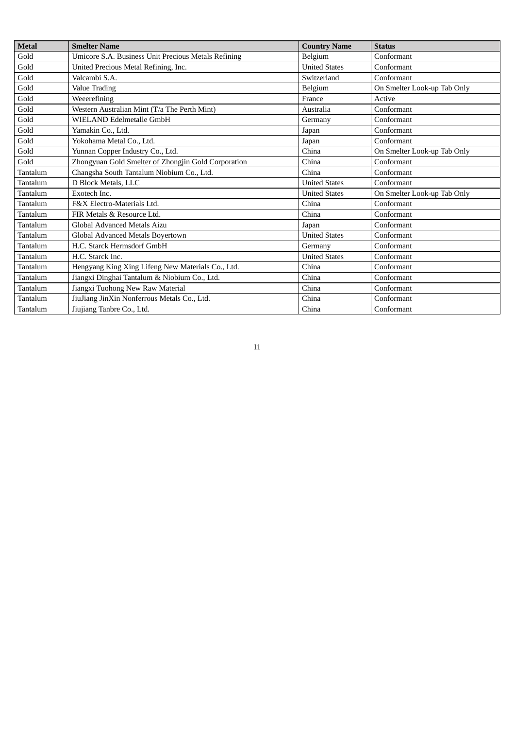| Metal | Smelter Name | Country Name | Status |
| --- | --- | --- | --- |
| Gold | Umicore S.A. Business Unit Precious Metals Refining | Belgium | Conformant |
| Gold | United Precious Metal Refining, Inc. | United States | Conformant |
| Gold | Valcambi S.A. | Switzerland | Conformant |
| Gold | Value Trading | Belgium | On Smelter Look-up Tab Only |
| Gold | Weeerefining | France | Active |
| Gold | Western Australian Mint (T/a The Perth Mint) | Australia | Conformant |
| Gold | WIELAND Edelmetalle GmbH | Germany | Conformant |
| Gold | Yamakin Co., Ltd. | Japan | Conformant |
| Gold | Yokohama Metal Co., Ltd. | Japan | Conformant |
| Gold | Yunnan Copper Industry Co., Ltd. | China | On Smelter Look-up Tab Only |
| Gold | Zhongyuan Gold Smelter of Zhongjin Gold Corporation | China | Conformant |
| Tantalum | Changsha South Tantalum Niobium Co., Ltd. | China | Conformant |
| Tantalum | D Block Metals, LLC | United States | Conformant |
| Tantalum | Exotech Inc. | United States | On Smelter Look-up Tab Only |
| Tantalum | F&X Electro-Materials Ltd. | China | Conformant |
| Tantalum | FIR Metals & Resource Ltd. | China | Conformant |
| Tantalum | Global Advanced Metals Aizu | Japan | Conformant |
| Tantalum | Global Advanced Metals Boyertown | United States | Conformant |
| Tantalum | H.C. Starck Hermsdorf GmbH | Germany | Conformant |
| Tantalum | H.C. Starck Inc. | United States | Conformant |
| Tantalum | Hengyang King Xing Lifeng New Materials Co., Ltd. | China | Conformant |
| Tantalum | Jiangxi Dinghai Tantalum & Niobium Co., Ltd. | China | Conformant |
| Tantalum | Jiangxi Tuohong New Raw Material | China | Conformant |
| Tantalum | JiuJiang JinXin Nonferrous Metals Co., Ltd. | China | Conformant |
| Tantalum | Jiujiang Tanbre Co., Ltd. | China | Conformant |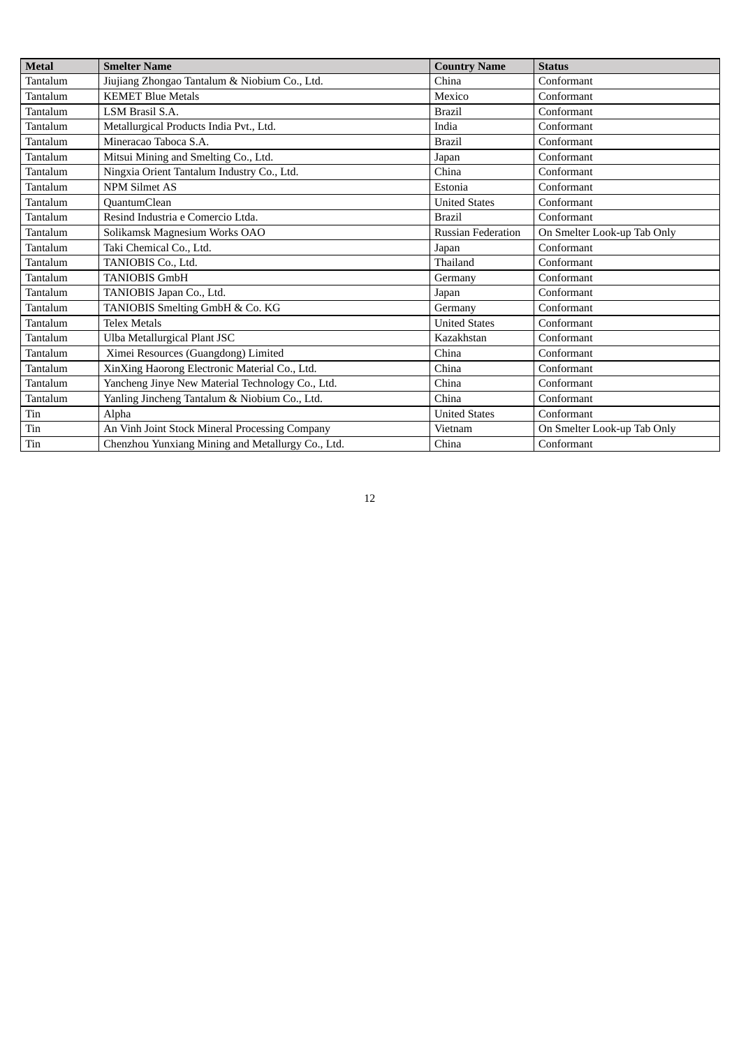| Metal | Smelter Name | Country Name | Status |
|---|---|---|---|
| Tantalum | Jiujiang Zhongao Tantalum & Niobium Co., Ltd. | China | Conformant |
| Tantalum | KEMET Blue Metals | Mexico | Conformant |
| Tantalum | LSM Brasil S.A. | Brazil | Conformant |
| Tantalum | Metallurgical Products India Pvt., Ltd. | India | Conformant |
| Tantalum | Mineracao Taboca S.A. | Brazil | Conformant |
| Tantalum | Mitsui Mining and Smelting Co., Ltd. | Japan | Conformant |
| Tantalum | Ningxia Orient Tantalum Industry Co., Ltd. | China | Conformant |
| Tantalum | NPM Silmet AS | Estonia | Conformant |
| Tantalum | QuantumClean | United States | Conformant |
| Tantalum | Resind Industria e Comercio Ltda. | Brazil | Conformant |
| Tantalum | Solikamsk Magnesium Works OAO | Russian Federation | On Smelter Look-up Tab Only |
| Tantalum | Taki Chemical Co., Ltd. | Japan | Conformant |
| Tantalum | TANIOBIS Co., Ltd. | Thailand | Conformant |
| Tantalum | TANIOBIS GmbH | Germany | Conformant |
| Tantalum | TANIOBIS Japan Co., Ltd. | Japan | Conformant |
| Tantalum | TANIOBIS Smelting GmbH & Co. KG | Germany | Conformant |
| Tantalum | Telex Metals | United States | Conformant |
| Tantalum | Ulba Metallurgical Plant JSC | Kazakhstan | Conformant |
| Tantalum | Ximei Resources (Guangdong) Limited | China | Conformant |
| Tantalum | XinXing Haorong Electronic Material Co., Ltd. | China | Conformant |
| Tantalum | Yancheng Jinye New Material Technology Co., Ltd. | China | Conformant |
| Tantalum | Yanling Jincheng Tantalum & Niobium Co., Ltd. | China | Conformant |
| Tin | Alpha | United States | Conformant |
| Tin | An Vinh Joint Stock Mineral Processing Company | Vietnam | On Smelter Look-up Tab Only |
| Tin | Chenzhou Yunxiang Mining and Metallurgy Co., Ltd. | China | Conformant |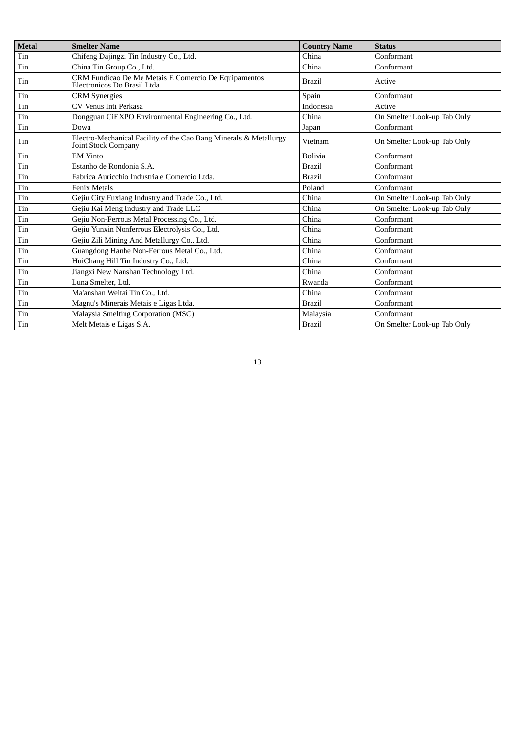| Metal | Smelter Name | Country Name | Status |
|---|---|---|---|
| Tin | Chifeng Dajingzi Tin Industry Co., Ltd. | China | Conformant |
| Tin | China Tin Group Co., Ltd. | China | Conformant |
| Tin | CRM Fundicao De Me Metais E Comercio De Equipamentos Electronicos Do Brasil Ltda | Brazil | Active |
| Tin | CRM Synergies | Spain | Conformant |
| Tin | CV Venus Inti Perkasa | Indonesia | Active |
| Tin | Dongguan CiEXPO Environmental Engineering Co., Ltd. | China | On Smelter Look-up Tab Only |
| Tin | Dowa | Japan | Conformant |
| Tin | Electro-Mechanical Facility of the Cao Bang Minerals & Metallurgy Joint Stock Company | Vietnam | On Smelter Look-up Tab Only |
| Tin | EM Vinto | Bolivia | Conformant |
| Tin | Estanho de Rondonia S.A. | Brazil | Conformant |
| Tin | Fabrica Auricchio Industria e Comercio Ltda. | Brazil | Conformant |
| Tin | Fenix Metals | Poland | Conformant |
| Tin | Gejiu City Fuxiang Industry and Trade Co., Ltd. | China | On Smelter Look-up Tab Only |
| Tin | Gejiu Kai Meng Industry and Trade LLC | China | On Smelter Look-up Tab Only |
| Tin | Gejiu Non-Ferrous Metal Processing Co., Ltd. | China | Conformant |
| Tin | Gejiu Yunxin Nonferrous Electrolysis Co., Ltd. | China | Conformant |
| Tin | Gejiu Zili Mining And Metallurgy Co., Ltd. | China | Conformant |
| Tin | Guangdong Hanhe Non-Ferrous Metal Co., Ltd. | China | Conformant |
| Tin | HuiChang Hill Tin Industry Co., Ltd. | China | Conformant |
| Tin | Jiangxi New Nanshan Technology Ltd. | China | Conformant |
| Tin | Luna Smelter, Ltd. | Rwanda | Conformant |
| Tin | Ma'anshan Weitai Tin Co., Ltd. | China | Conformant |
| Tin | Magnu's Minerais Metais e Ligas Ltda. | Brazil | Conformant |
| Tin | Malaysia Smelting Corporation (MSC) | Malaysia | Conformant |
| Tin | Melt Metais e Ligas S.A. | Brazil | On Smelter Look-up Tab Only |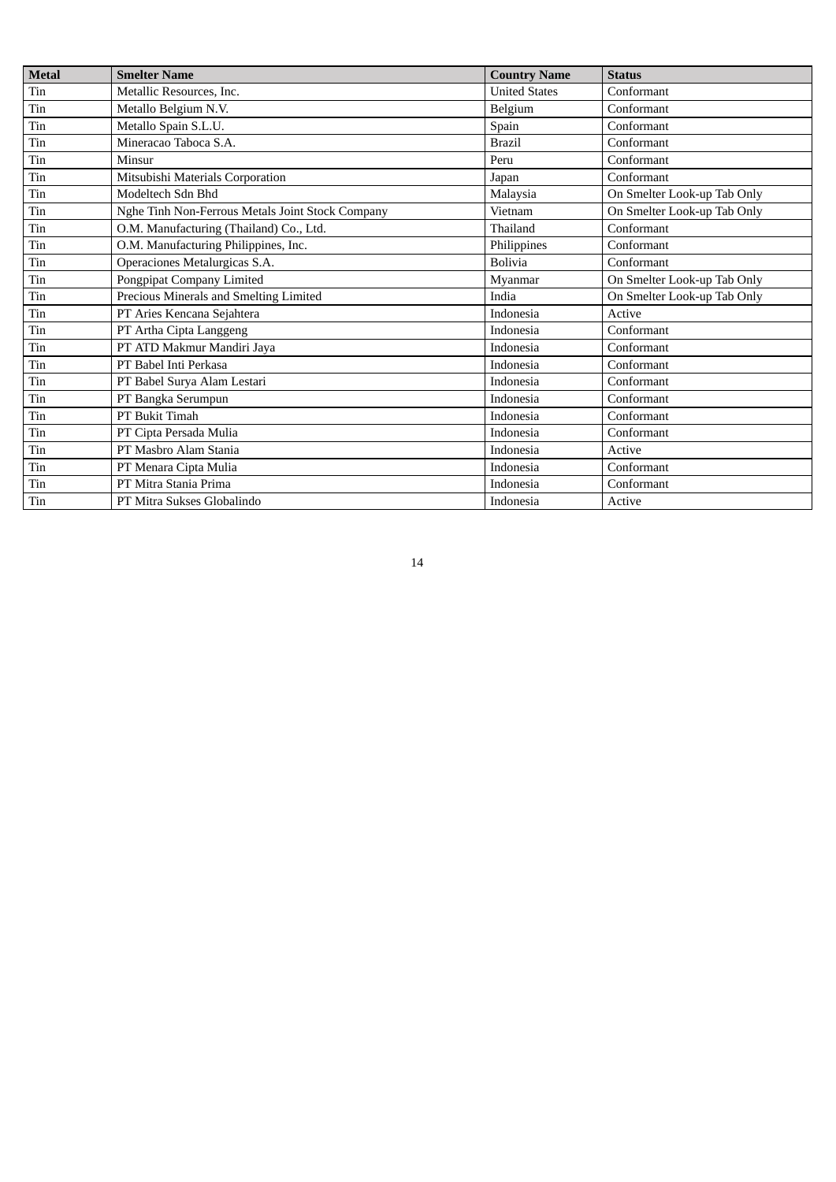| Metal | Smelter Name | Country Name | Status |
| --- | --- | --- | --- |
| Tin | Metallic Resources, Inc. | United States | Conformant |
| Tin | Metallo Belgium N.V. | Belgium | Conformant |
| Tin | Metallo Spain S.L.U. | Spain | Conformant |
| Tin | Mineracao Taboca S.A. | Brazil | Conformant |
| Tin | Minsur | Peru | Conformant |
| Tin | Mitsubishi Materials Corporation | Japan | Conformant |
| Tin | Modeltech Sdn Bhd | Malaysia | On Smelter Look-up Tab Only |
| Tin | Nghe Tinh Non-Ferrous Metals Joint Stock Company | Vietnam | On Smelter Look-up Tab Only |
| Tin | O.M. Manufacturing (Thailand) Co., Ltd. | Thailand | Conformant |
| Tin | O.M. Manufacturing Philippines, Inc. | Philippines | Conformant |
| Tin | Operaciones Metalurgicas S.A. | Bolivia | Conformant |
| Tin | Pongpipat Company Limited | Myanmar | On Smelter Look-up Tab Only |
| Tin | Precious Minerals and Smelting Limited | India | On Smelter Look-up Tab Only |
| Tin | PT Aries Kencana Sejahtera | Indonesia | Active |
| Tin | PT Artha Cipta Langgeng | Indonesia | Conformant |
| Tin | PT ATD Makmur Mandiri Jaya | Indonesia | Conformant |
| Tin | PT Babel Inti Perkasa | Indonesia | Conformant |
| Tin | PT Babel Surya Alam Lestari | Indonesia | Conformant |
| Tin | PT Bangka Serumpun | Indonesia | Conformant |
| Tin | PT Bukit Timah | Indonesia | Conformant |
| Tin | PT Cipta Persada Mulia | Indonesia | Conformant |
| Tin | PT Masbro Alam Stania | Indonesia | Active |
| Tin | PT Menara Cipta Mulia | Indonesia | Conformant |
| Tin | PT Mitra Stania Prima | Indonesia | Conformant |
| Tin | PT Mitra Sukses Globalindo | Indonesia | Active |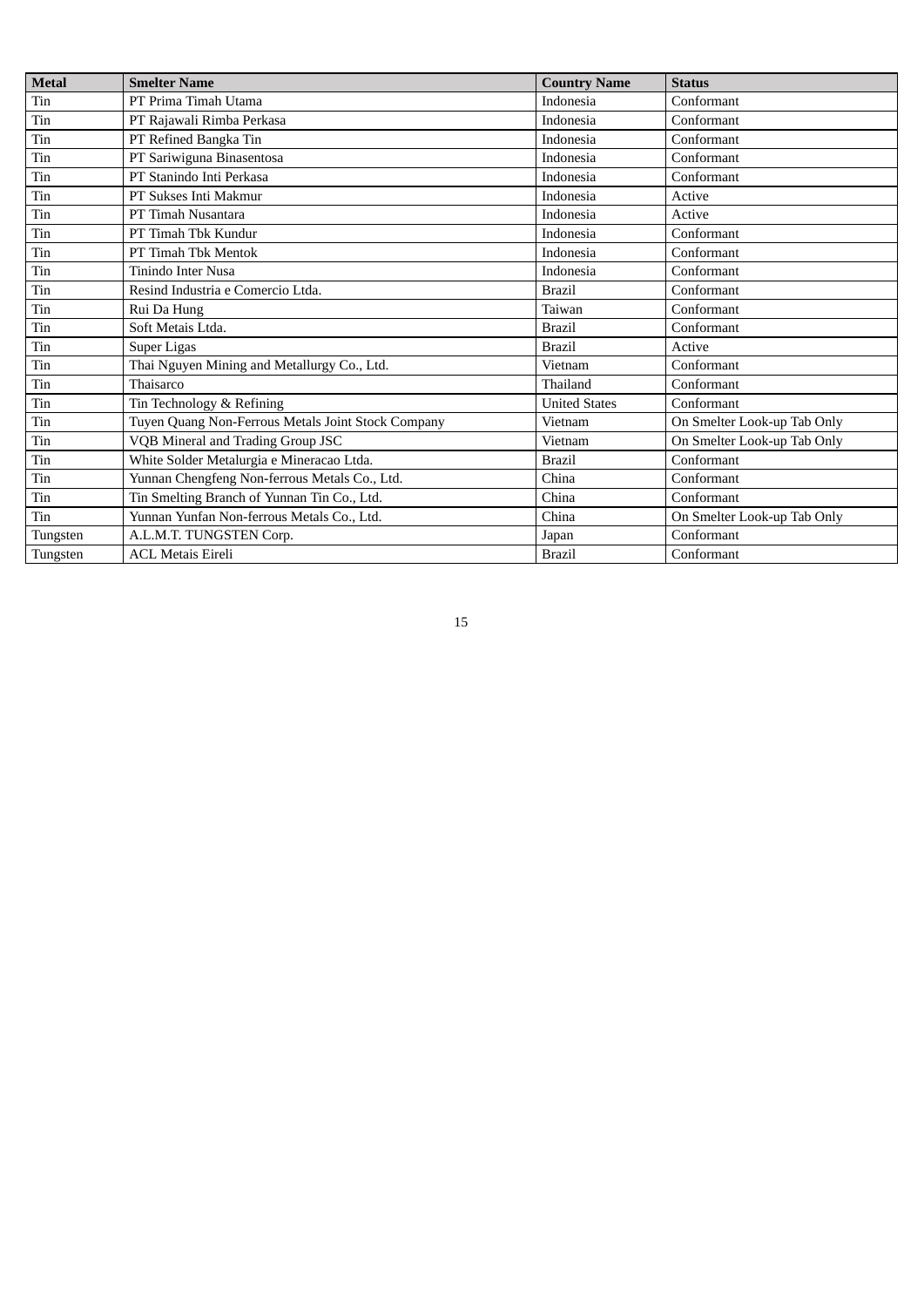| Metal | Smelter Name | Country Name | Status |
|---|---|---|---|
| Tin | PT Prima Timah Utama | Indonesia | Conformant |
| Tin | PT Rajawali Rimba Perkasa | Indonesia | Conformant |
| Tin | PT Refined Bangka Tin | Indonesia | Conformant |
| Tin | PT Sariwiguna Binasentosa | Indonesia | Conformant |
| Tin | PT Stanindo Inti Perkasa | Indonesia | Conformant |
| Tin | PT Sukses Inti Makmur | Indonesia | Active |
| Tin | PT Timah Nusantara | Indonesia | Active |
| Tin | PT Timah Tbk Kundur | Indonesia | Conformant |
| Tin | PT Timah Tbk Mentok | Indonesia | Conformant |
| Tin | Tinindo Inter Nusa | Indonesia | Conformant |
| Tin | Resind Industria e Comercio Ltda. | Brazil | Conformant |
| Tin | Rui Da Hung | Taiwan | Conformant |
| Tin | Soft Metais Ltda. | Brazil | Conformant |
| Tin | Super Ligas | Brazil | Active |
| Tin | Thai Nguyen Mining and Metallurgy Co., Ltd. | Vietnam | Conformant |
| Tin | Thaisarco | Thailand | Conformant |
| Tin | Tin Technology & Refining | United States | Conformant |
| Tin | Tuyen Quang Non-Ferrous Metals Joint Stock Company | Vietnam | On Smelter Look-up Tab Only |
| Tin | VQB Mineral and Trading Group JSC | Vietnam | On Smelter Look-up Tab Only |
| Tin | White Solder Metalurgia e Mineracao Ltda. | Brazil | Conformant |
| Tin | Yunnan Chengfeng Non-ferrous Metals Co., Ltd. | China | Conformant |
| Tin | Tin Smelting Branch of Yunnan Tin Co., Ltd. | China | Conformant |
| Tin | Yunnan Yunfan Non-ferrous Metals Co., Ltd. | China | On Smelter Look-up Tab Only |
| Tungsten | A.L.M.T. TUNGSTEN Corp. | Japan | Conformant |
| Tungsten | ACL Metais Eireli | Brazil | Conformant |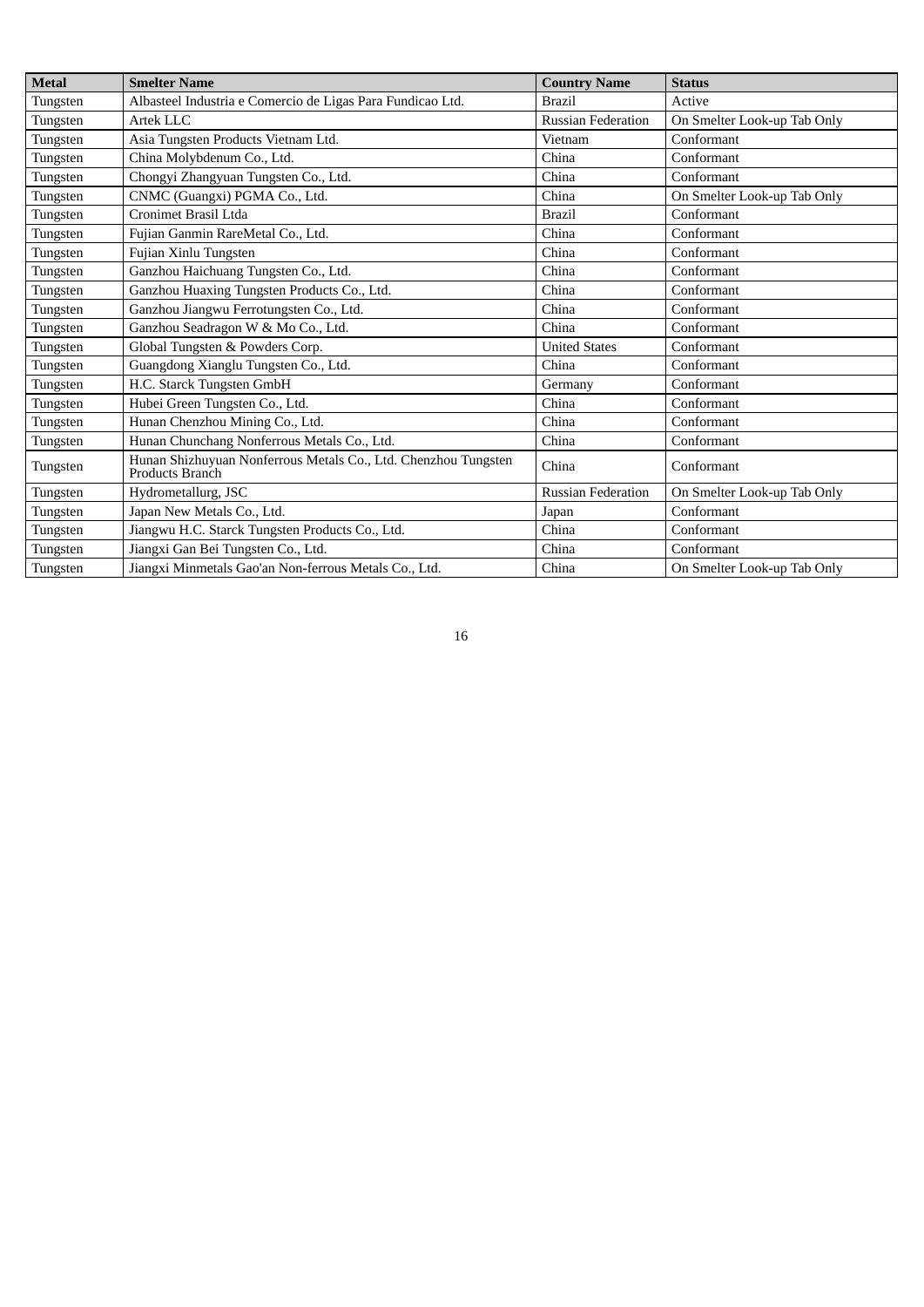| Metal | Smelter Name | Country Name | Status |
| --- | --- | --- | --- |
| Tungsten | Albasteel Industria e Comercio de Ligas Para Fundicao Ltd. | Brazil | Active |
| Tungsten | Artek LLC | Russian Federation | On Smelter Look-up Tab Only |
| Tungsten | Asia Tungsten Products Vietnam Ltd. | Vietnam | Conformant |
| Tungsten | China Molybdenum Co., Ltd. | China | Conformant |
| Tungsten | Chongyi Zhangyuan Tungsten Co., Ltd. | China | Conformant |
| Tungsten | CNMC (Guangxi) PGMA Co., Ltd. | China | On Smelter Look-up Tab Only |
| Tungsten | Cronimet Brasil Ltda | Brazil | Conformant |
| Tungsten | Fujian Ganmin RareMetal Co., Ltd. | China | Conformant |
| Tungsten | Fujian Xinlu Tungsten | China | Conformant |
| Tungsten | Ganzhou Haichuang Tungsten Co., Ltd. | China | Conformant |
| Tungsten | Ganzhou Huaxing Tungsten Products Co., Ltd. | China | Conformant |
| Tungsten | Ganzhou Jiangwu Ferrotungsten Co., Ltd. | China | Conformant |
| Tungsten | Ganzhou Seadragon W & Mo Co., Ltd. | China | Conformant |
| Tungsten | Global Tungsten & Powders Corp. | United States | Conformant |
| Tungsten | Guangdong Xianglu Tungsten Co., Ltd. | China | Conformant |
| Tungsten | H.C. Starck Tungsten GmbH | Germany | Conformant |
| Tungsten | Hubei Green Tungsten Co., Ltd. | China | Conformant |
| Tungsten | Hunan Chenzhou Mining Co., Ltd. | China | Conformant |
| Tungsten | Hunan Chunchang Nonferrous Metals Co., Ltd. | China | Conformant |
| Tungsten | Hunan Shizhuyuan Nonferrous Metals Co., Ltd. Chenzhou Tungsten Products Branch | China | Conformant |
| Tungsten | Hydrometallurg, JSC | Russian Federation | On Smelter Look-up Tab Only |
| Tungsten | Japan New Metals Co., Ltd. | Japan | Conformant |
| Tungsten | Jiangwu H.C. Starck Tungsten Products Co., Ltd. | China | Conformant |
| Tungsten | Jiangxi Gan Bei Tungsten Co., Ltd. | China | Conformant |
| Tungsten | Jiangxi Minmetals Gao'an Non-ferrous Metals Co., Ltd. | China | On Smelter Look-up Tab Only |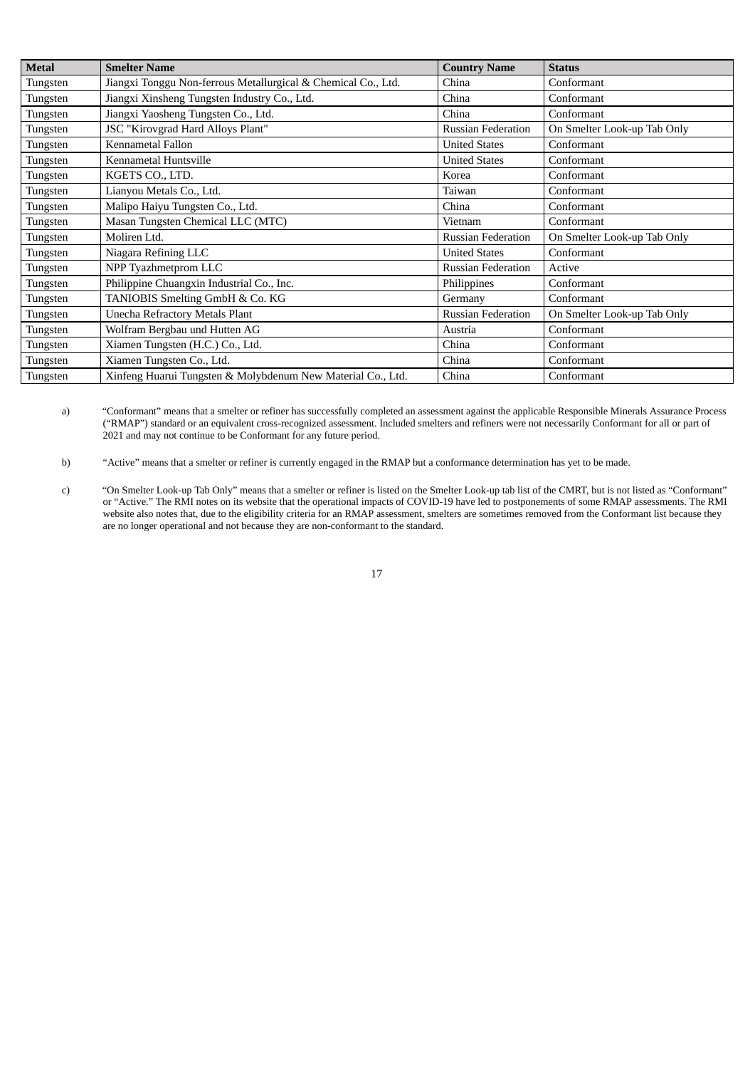| Metal | Smelter Name | Country Name | Status |
| --- | --- | --- | --- |
| Tungsten | Jiangxi Tonggu Non-ferrous Metallurgical & Chemical Co., Ltd. | China | Conformant |
| Tungsten | Jiangxi Xinsheng Tungsten Industry Co., Ltd. | China | Conformant |
| Tungsten | Jiangxi Yaosheng Tungsten Co., Ltd. | China | Conformant |
| Tungsten | JSC "Kirovgrad Hard Alloys Plant" | Russian Federation | On Smelter Look-up Tab Only |
| Tungsten | Kennametal Fallon | United States | Conformant |
| Tungsten | Kennametal Huntsville | United States | Conformant |
| Tungsten | KGETS CO., LTD. | Korea | Conformant |
| Tungsten | Lianyou Metals Co., Ltd. | Taiwan | Conformant |
| Tungsten | Malipo Haiyu Tungsten Co., Ltd. | China | Conformant |
| Tungsten | Masan Tungsten Chemical LLC (MTC) | Vietnam | Conformant |
| Tungsten | Moliren Ltd. | Russian Federation | On Smelter Look-up Tab Only |
| Tungsten | Niagara Refining LLC | United States | Conformant |
| Tungsten | NPP Tyazhmetprom LLC | Russian Federation | Active |
| Tungsten | Philippine Chuangxin Industrial Co., Inc. | Philippines | Conformant |
| Tungsten | TANIOBIS Smelting GmbH & Co. KG | Germany | Conformant |
| Tungsten | Unecha Refractory Metals Plant | Russian Federation | On Smelter Look-up Tab Only |
| Tungsten | Wolfram Bergbau und Hutten AG | Austria | Conformant |
| Tungsten | Xiamen Tungsten (H.C.) Co., Ltd. | China | Conformant |
| Tungsten | Xiamen Tungsten Co., Ltd. | China | Conformant |
| Tungsten | Xinfeng Huarui Tungsten & Molybdenum New Material Co., Ltd. | China | Conformant |

a) "Conformant" means that a smelter or refiner has successfully completed an assessment against the applicable Responsible Minerals Assurance Process ("RMAP") standard or an equivalent cross-recognized assessment. Included smelters and refiners were not necessarily Conformant for all or part of 2021 and may not continue to be Conformant for any future period.

b) "Active" means that a smelter or refiner is currently engaged in the RMAP but a conformance determination has yet to be made.

c) "On Smelter Look-up Tab Only" means that a smelter or refiner is listed on the Smelter Look-up tab list of the CMRT, but is not listed as "Conformant" or "Active." The RMI notes on its website that the operational impacts of COVID-19 have led to postponements of some RMAP assessments. The RMI website also notes that, due to the eligibility criteria for an RMAP assessment, smelters are sometimes removed from the Conformant list because they are no longer operational and not because they are non-conformant to the standard.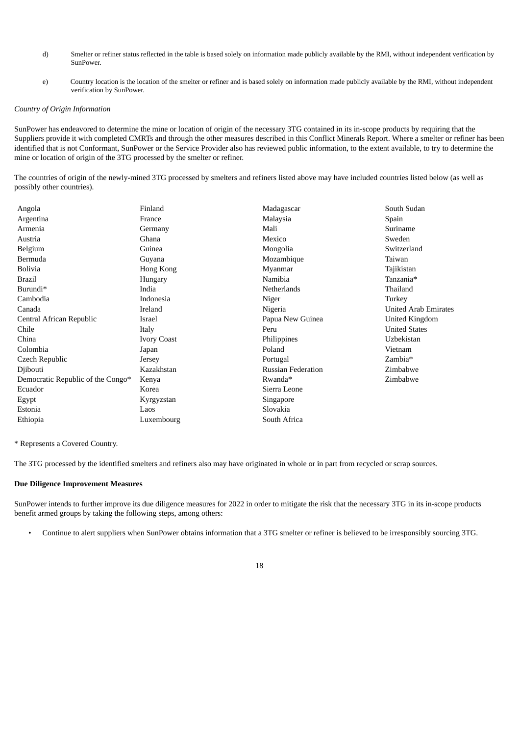d) Smelter or refiner status reflected in the table is based solely on information made publicly available by the RMI, without independent verification by SunPower.

e) Country location is the location of the smelter or refiner and is based solely on information made publicly available by the RMI, without independent verification by SunPower.

*Country of Origin Information*

SunPower has endeavored to determine the mine or location of origin of the necessary 3TG contained in its in-scope products by requiring that the Suppliers provide it with completed CMRTs and through the other measures described in this Conflict Minerals Report. Where a smelter or refiner has been identified that is not Conformant, SunPower or the Service Provider also has reviewed public information, to the extent available, to try to determine the mine or location of origin of the 3TG processed by the smelter or refiner.

The countries of origin of the newly-mined 3TG processed by smelters and refiners listed above may have included countries listed below (as well as possibly other countries).

| | | | |
|---|---|---|---|
| Angola | Finland | Madagascar | South Sudan |
| Argentina | France | Malaysia | Spain |
| Armenia | Germany | Mali | Suriname |
| Austria | Ghana | Mexico | Sweden |
| Belgium | Guinea | Mongolia | Switzerland |
| Bermuda | Guyana | Mozambique | Taiwan |
| Bolivia | Hong Kong | Myanmar | Tajikistan |
| Brazil | Hungary | Namibia | Tanzania* |
| Burundi* | India | Netherlands | Thailand |
| Cambodia | Indonesia | Niger | Turkey |
| Canada | Ireland | Nigeria | United Arab Emirates |
| Central African Republic | Israel | Papua New Guinea | United Kingdom |
| Chile | Italy | Peru | United States |
| China | Ivory Coast | Philippines | Uzbekistan |
| Colombia | Japan | Poland | Vietnam |
| Czech Republic | Jersey | Portugal | Zambia* |
| Djibouti | Kazakhstan | Russian Federation | Zimbabwe |
| Democratic Republic of the Congo* | Kenya | Rwanda* | Zimbabwe |
| Ecuador | Korea | Sierra Leone | |
| Egypt | Kyrgyzstan | Singapore | |
| Estonia | Laos | Slovakia | |
| Ethiopia | Luxembourg | South Africa | |

* Represents a Covered Country.

The 3TG processed by the identified smelters and refiners also may have originated in whole or in part from recycled or scrap sources.

**Due Diligence Improvement Measures**

SunPower intends to further improve its due diligence measures for 2022 in order to mitigate the risk that the necessary 3TG in its in-scope products benefit armed groups by taking the following steps, among others:

- Continue to alert suppliers when SunPower obtains information that a 3TG smelter or refiner is believed to be irresponsibly sourcing 3TG.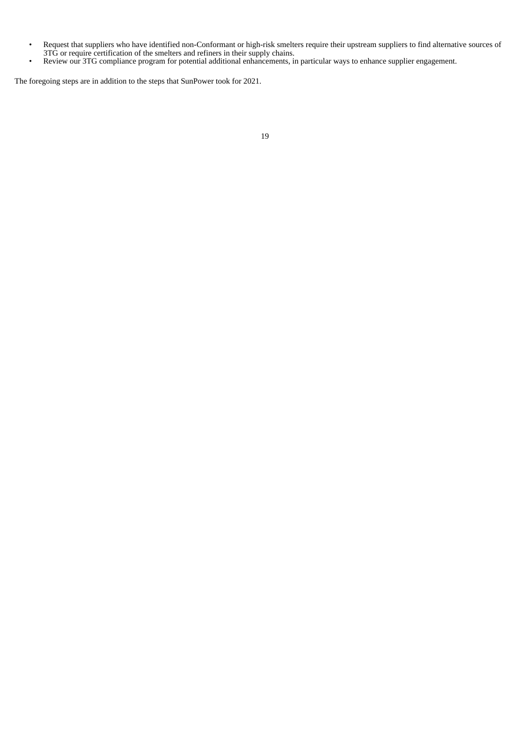- Request that suppliers who have identified non-Conformant or high-risk smelters require their upstream suppliers to find alternative sources of 3TG or require certification of the smelters and refiners in their supply chains.
- Review our 3TG compliance program for potential additional enhancements, in particular ways to enhance supplier engagement.

The foregoing steps are in addition to the steps that SunPower took for 2021.